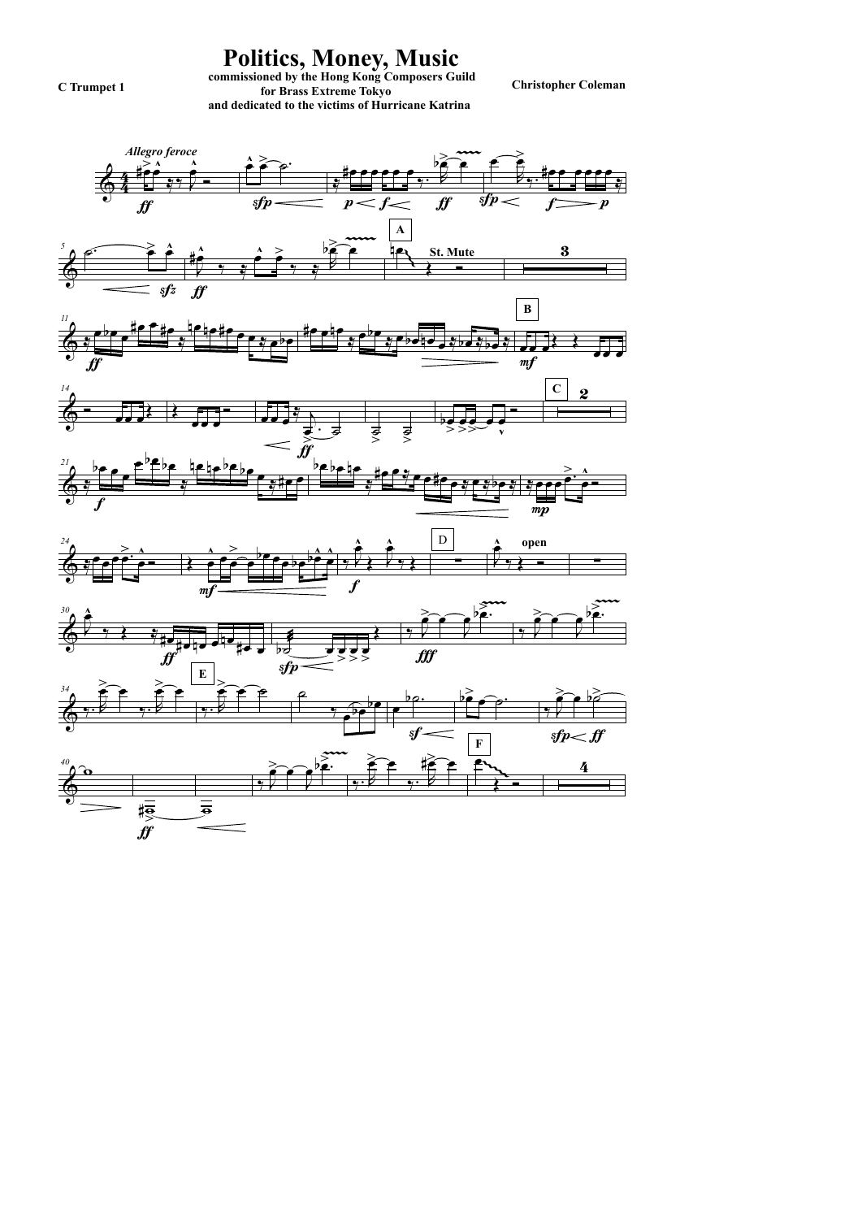# Politics, Money, Music

**commissioned by the Hong Kong Composers Guild**
**for Brass Extreme Tokyo**
**and dedicated to the victims of Hurricane Katrina**

**C Trumpet 1**

**Christopher Coleman**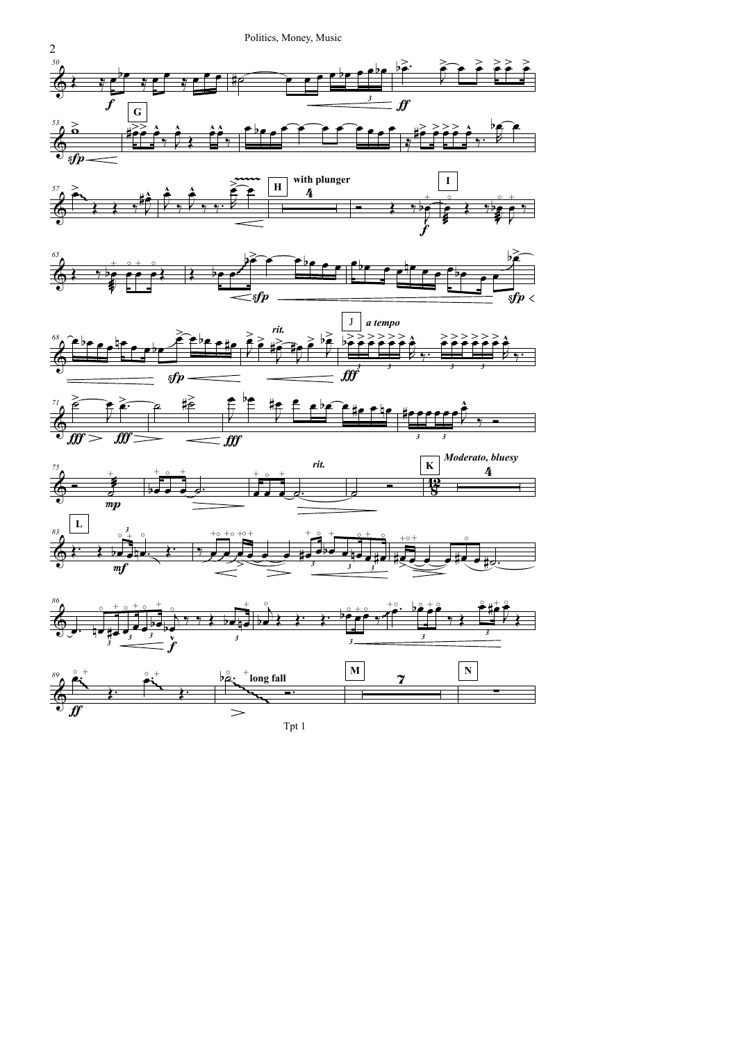Politics, Money, Music

G

with plunger

H

I

rit.

J *a tempo*

rit.

K *Moderato, bluesy*

L

long fall

M

N

Tpt 1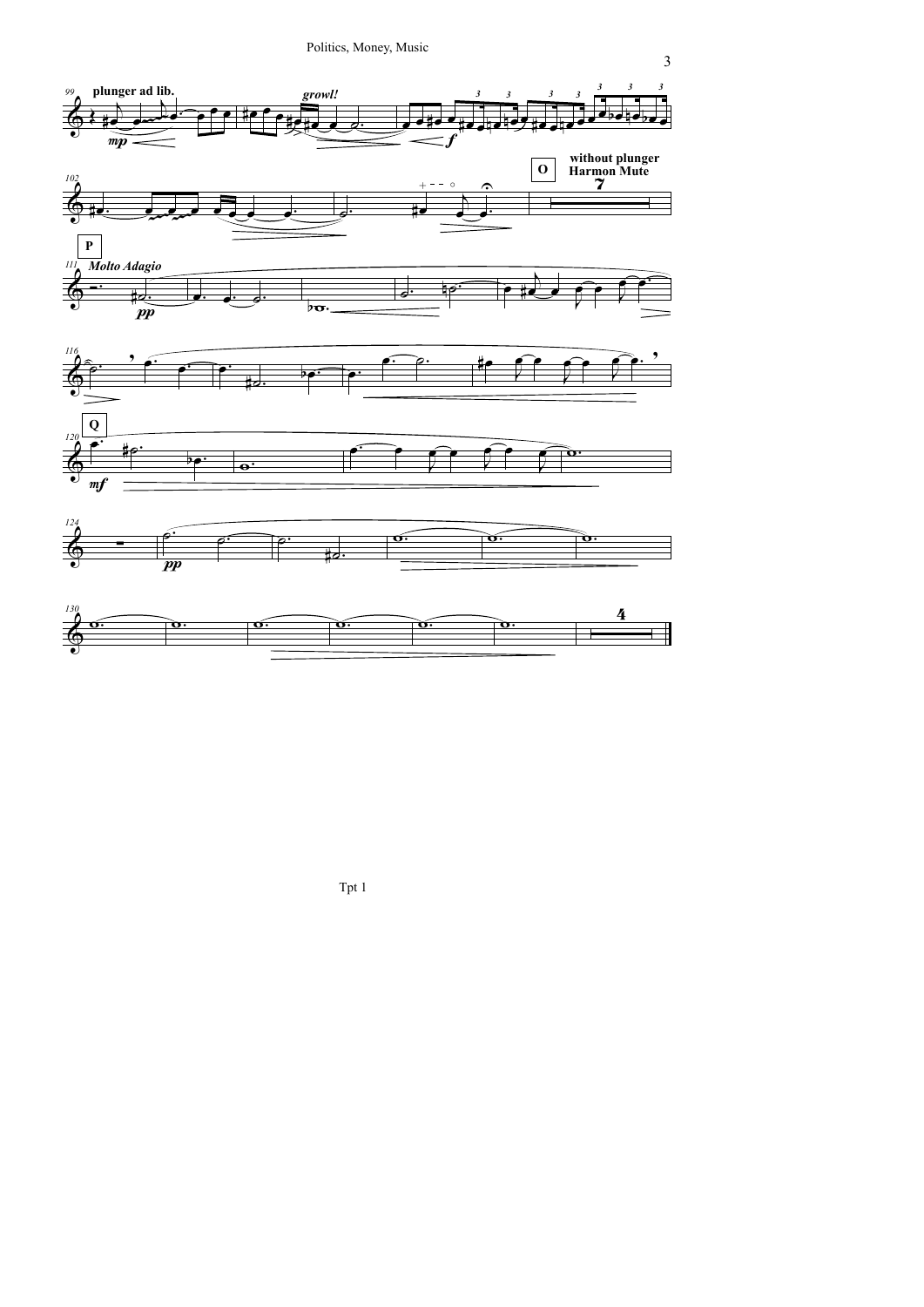plunger ad lib.

growl!

O

without plunger
Harmon Mute

P

*Molto Adagio*

Q